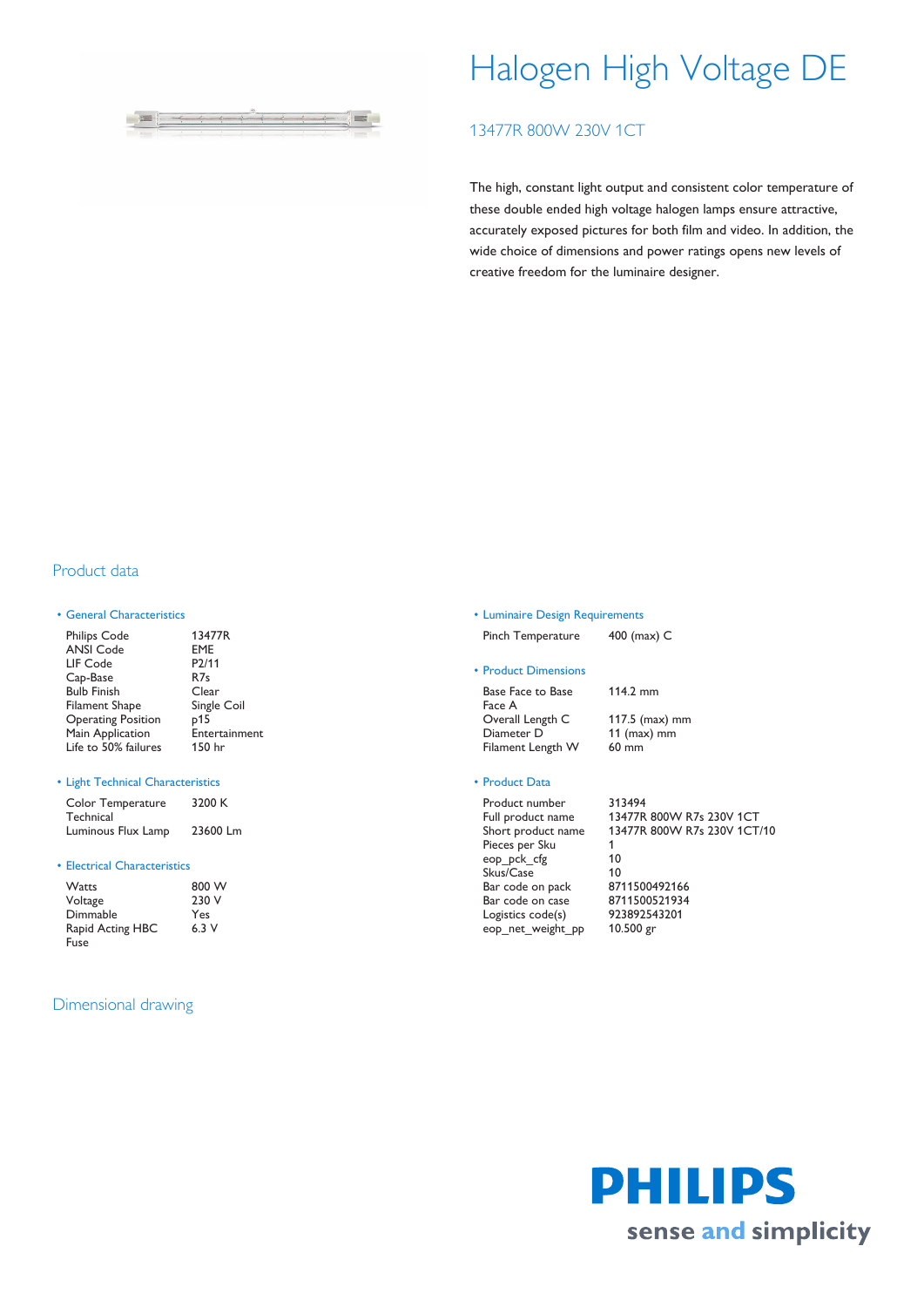# Halogen High Voltage DE

## 13477R 800W 230V 1CT

The high, constant light output and consistent color temperature of these double ended high voltage halogen lamps ensure attractive, accurately exposed pictures for both film and video. In addition, the wide choice of dimensions and power ratings opens new levels of creative freedom for the luminaire designer.

## Product data

### • General Characteristics

| | |
|---|---|
| Philips Code | 13477R |
| ANSI Code | EME |
| LIF Code | P2/11 |
| Cap-Base | R7s |
| Bulb Finish | Clear |
| Filament Shape | Single Coil |
| Operating Position | p15 |
| Main Application | Entertainment |
| Life to 50% failures | 150 hr |

### • Light Technical Characteristics

| | |
|---|---|
| Color Temperature Technical | 3200 K |
| Luminous Flux Lamp | 23600 Lm |

### • Electrical Characteristics

| | |
|---|---|
| Watts | 800 W |
| Voltage | 230 V |
| Dimmable | Yes |
| Rapid Acting HBC Fuse | 6.3 V |

### • Luminaire Design Requirements

| | |
|---|---|
| Pinch Temperature | 400 (max) C |

### • Product Dimensions

| | |
|---|---|
| Base Face to Base Face A | 114.2 mm |
| Overall Length C | 117.5 (max) mm |
| Diameter D | 11 (max) mm |
| Filament Length W | 60 mm |

### • Product Data

| | |
|---|---|
| Product number | 313494 |
| Full product name | 13477R 800W R7s 230V 1CT |
| Short product name | 13477R 800W R7s 230V 1CT/10 |
| Pieces per Sku | 1 |
| eop_pck_cfg | 10 |
| Skus/Case | 10 |
| Bar code on pack | 8711500492166 |
| Bar code on case | 8711500521934 |
| Logistics code(s) | 923892543201 |
| eop_net_weight_pp | 10.500 gr |

## Dimensional drawing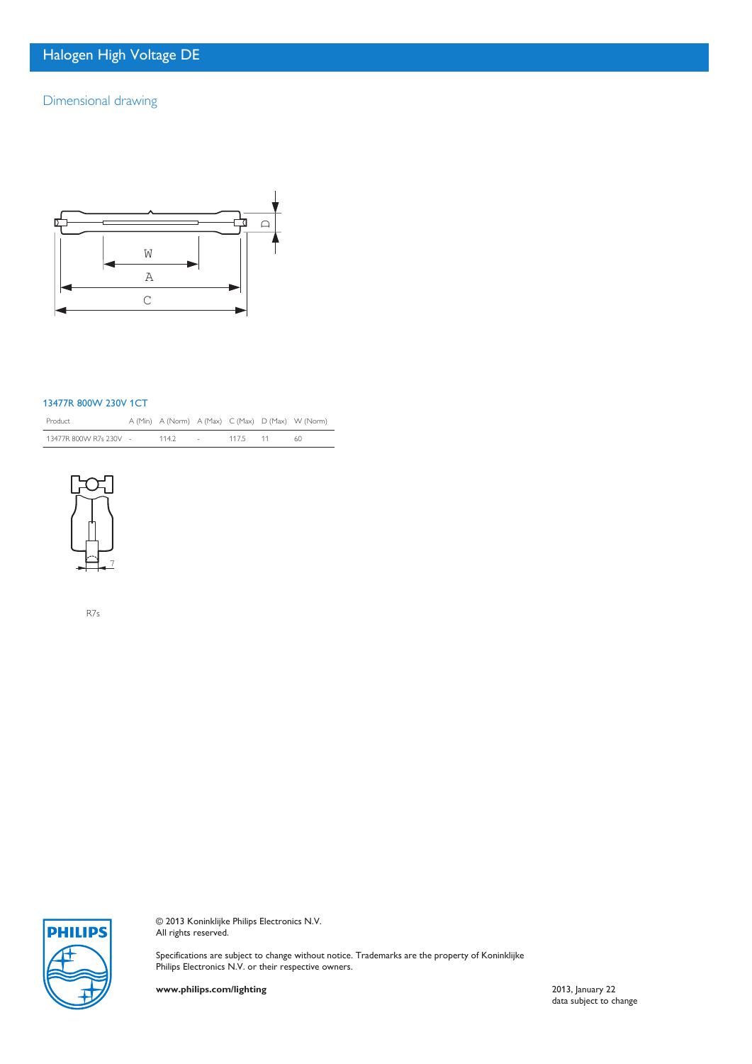# Halogen High Voltage DE

## Dimensional drawing

W

A

C

D

### 13477R 800W 230V 1CT

| Product | A (Min) | A (Norm) | A (Max) | C (Max) | D (Max) | W (Norm) |
|---|---|---|---|---|---|---|
| 13477R 800W R7s 230V | - | 114.2 | - | 117.5 | 11 | 60 |

7

R7s

© 2013 Koninklijke Philips Electronics N.V.
All rights reserved.

Specifications are subject to change without notice. Trademarks are the property of Koninklijke Philips Electronics N.V. or their respective owners.

**www.philips.com/lighting**

2013, January 22
data subject to change